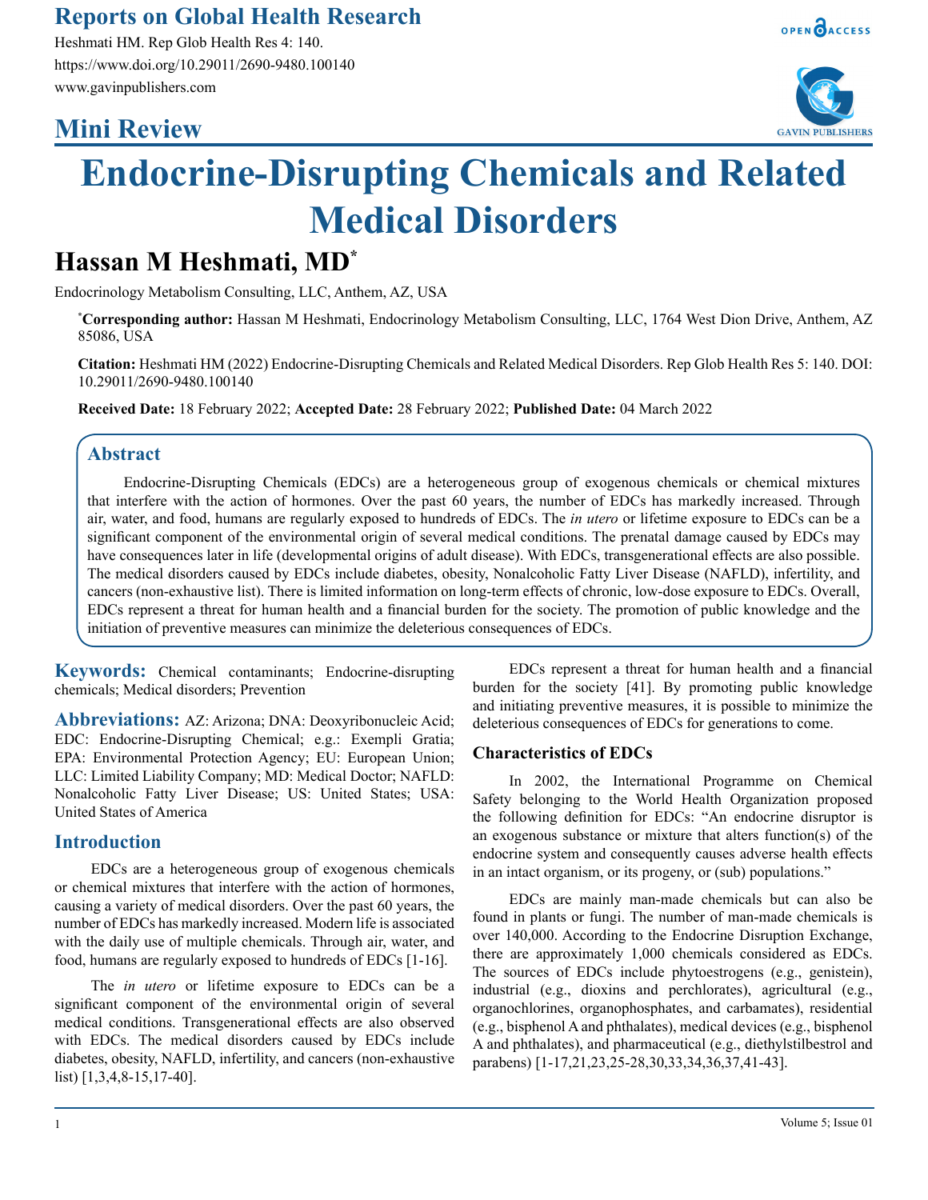Reports on Global Health Research

Heshmati HM. Rep Glob Health Res 4: 140.
https://www.doi.org/10.29011/2690-9480.100140
www.gavinpublishers.com

## Mini Review

# Endocrine-Disrupting Chemicals and Related Medical Disorders

**Hassan M Heshmati, MD***

Endocrinology Metabolism Consulting, LLC, Anthem, AZ, USA

***Corresponding author:** Hassan M Heshmati, Endocrinology Metabolism Consulting, LLC, 1764 West Dion Drive, Anthem, AZ 85086, USA

**Citation:** Heshmati HM (2022) Endocrine-Disrupting Chemicals and Related Medical Disorders. Rep Glob Health Res 5: 140. DOI: 10.29011/2690-9480.100140

**Received Date:** 18 February 2022; **Accepted Date:** 28 February 2022; **Published Date:** 04 March 2022

## Abstract

Endocrine-Disrupting Chemicals (EDCs) are a heterogeneous group of exogenous chemicals or chemical mixtures that interfere with the action of hormones. Over the past 60 years, the number of EDCs has markedly increased. Through air, water, and food, humans are regularly exposed to hundreds of EDCs. The *in utero* or lifetime exposure to EDCs can be a significant component of the environmental origin of several medical conditions. The prenatal damage caused by EDCs may have consequences later in life (developmental origins of adult disease). With EDCs, transgenerational effects are also possible. The medical disorders caused by EDCs include diabetes, obesity, Nonalcoholic Fatty Liver Disease (NAFLD), infertility, and cancers (non-exhaustive list). There is limited information on long-term effects of chronic, low-dose exposure to EDCs. Overall, EDCs represent a threat for human health and a financial burden for the society. The promotion of public knowledge and the initiation of preventive measures can minimize the deleterious consequences of EDCs.

**Keywords:** Chemical contaminants; Endocrine-disrupting chemicals; Medical disorders; Prevention

**Abbreviations:** AZ: Arizona; DNA: Deoxyribonucleic Acid; EDC: Endocrine-Disrupting Chemical; e.g.: Exempli Gratia; EPA: Environmental Protection Agency; EU: European Union; LLC: Limited Liability Company; MD: Medical Doctor; NAFLD: Nonalcoholic Fatty Liver Disease; US: United States; USA: United States of America

## Introduction

EDCs are a heterogeneous group of exogenous chemicals or chemical mixtures that interfere with the action of hormones, causing a variety of medical disorders. Over the past 60 years, the number of EDCs has markedly increased. Modern life is associated with the daily use of multiple chemicals. Through air, water, and food, humans are regularly exposed to hundreds of EDCs [1-16].

The *in utero* or lifetime exposure to EDCs can be a significant component of the environmental origin of several medical conditions. Transgenerational effects are also observed with EDCs. The medical disorders caused by EDCs include diabetes, obesity, NAFLD, infertility, and cancers (non-exhaustive list) [1,3,4,8-15,17-40].

EDCs represent a threat for human health and a financial burden for the society [41]. By promoting public knowledge and initiating preventive measures, it is possible to minimize the deleterious consequences of EDCs for generations to come.

### Characteristics of EDCs

In 2002, the International Programme on Chemical Safety belonging to the World Health Organization proposed the following definition for EDCs: "An endocrine disruptor is an exogenous substance or mixture that alters function(s) of the endocrine system and consequently causes adverse health effects in an intact organism, or its progeny, or (sub) populations."

EDCs are mainly man-made chemicals but can also be found in plants or fungi. The number of man-made chemicals is over 140,000. According to the Endocrine Disruption Exchange, there are approximately 1,000 chemicals considered as EDCs. The sources of EDCs include phytoestrogens (e.g., genistein), industrial (e.g., dioxins and perchlorates), agricultural (e.g., organochlorines, organophosphates, and carbamates), residential (e.g., bisphenol A and phthalates), medical devices (e.g., bisphenol A and phthalates), and pharmaceutical (e.g., diethylstilbestrol and parabens) [1-17,21,23,25-28,30,33,34,36,37,41-43].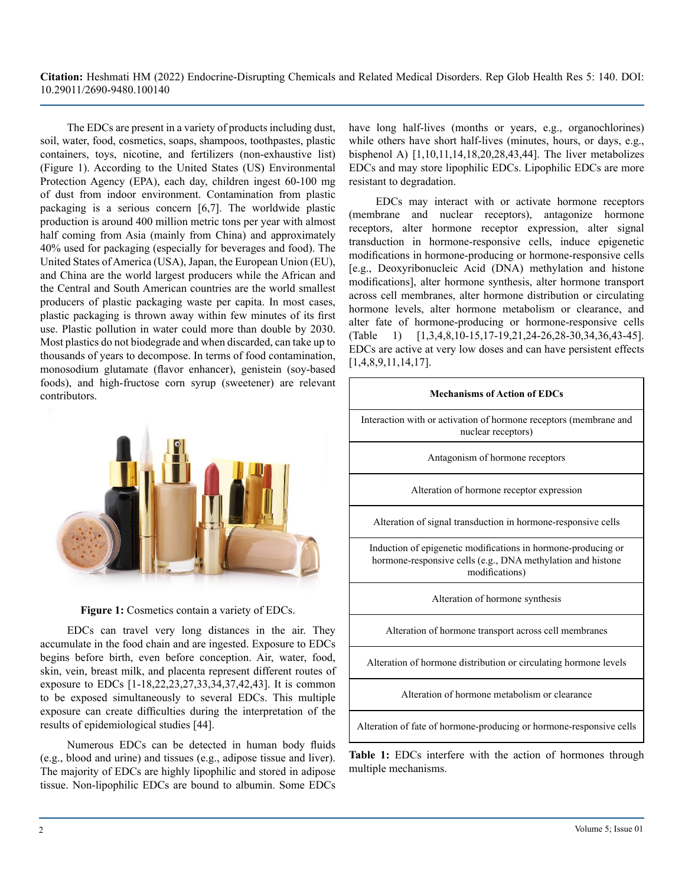The EDCs are present in a variety of products including dust, soil, water, food, cosmetics, soaps, shampoos, toothpastes, plastic containers, toys, nicotine, and fertilizers (non-exhaustive list) (Figure 1). According to the United States (US) Environmental Protection Agency (EPA), each day, children ingest 60-100 mg of dust from indoor environment. Contamination from plastic packaging is a serious concern [6,7]. The worldwide plastic production is around 400 million metric tons per year with almost half coming from Asia (mainly from China) and approximately 40% used for packaging (especially for beverages and food). The United States of America (USA), Japan, the European Union (EU), and China are the world largest producers while the African and the Central and South American countries are the world smallest producers of plastic packaging waste per capita. In most cases, plastic packaging is thrown away within few minutes of its first use. Plastic pollution in water could more than double by 2030. Most plastics do not biodegrade and when discarded, can take up to thousands of years to decompose. In terms of food contamination, monosodium glutamate (flavor enhancer), genistein (soy-based foods), and high-fructose corn syrup (sweetener) are relevant contributors.

**Figure 1:** Cosmetics contain a variety of EDCs.

EDCs can travel very long distances in the air. They accumulate in the food chain and are ingested. Exposure to EDCs begins before birth, even before conception. Air, water, food, skin, vein, breast milk, and placenta represent different routes of exposure to EDCs [1-18,22,23,27,33,34,37,42,43]. It is common to be exposed simultaneously to several EDCs. This multiple exposure can create difficulties during the interpretation of the results of epidemiological studies [44].

Numerous EDCs can be detected in human body fluids (e.g., blood and urine) and tissues (e.g., adipose tissue and liver). The majority of EDCs are highly lipophilic and stored in adipose tissue. Non-lipophilic EDCs are bound to albumin. Some EDCs have long half-lives (months or years, e.g., organochlorines) while others have short half-lives (minutes, hours, or days, e.g., bisphenol A) [1,10,11,14,18,20,28,43,44]. The liver metabolizes EDCs and may store lipophilic EDCs. Lipophilic EDCs are more resistant to degradation.

EDCs may interact with or activate hormone receptors (membrane and nuclear receptors), antagonize hormone receptors, alter hormone receptor expression, alter signal transduction in hormone-responsive cells, induce epigenetic modifications in hormone-producing or hormone-responsive cells [e.g., Deoxyribonucleic Acid (DNA) methylation and histone modifications], alter hormone synthesis, alter hormone transport across cell membranes, alter hormone distribution or circulating hormone levels, alter hormone metabolism or clearance, and alter fate of hormone-producing or hormone-responsive cells (Table 1) [1,3,4,8,10-15,17-19,21,24-26,28-30,34,36,43-45]. EDCs are active at very low doses and can have persistent effects [1,4,8,9,11,14,17].

| Mechanisms of Action of EDCs |
|---|
| Interaction with or activation of hormone receptors (membrane and nuclear receptors) |
| Antagonism of hormone receptors |
| Alteration of hormone receptor expression |
| Alteration of signal transduction in hormone-responsive cells |
| Induction of epigenetic modifications in hormone-producing or hormone-responsive cells (e.g., DNA methylation and histone modifications) |
| Alteration of hormone synthesis |
| Alteration of hormone transport across cell membranes |
| Alteration of hormone distribution or circulating hormone levels |
| Alteration of hormone metabolism or clearance |
| Alteration of fate of hormone-producing or hormone-responsive cells |

**Table 1:** EDCs interfere with the action of hormones through multiple mechanisms.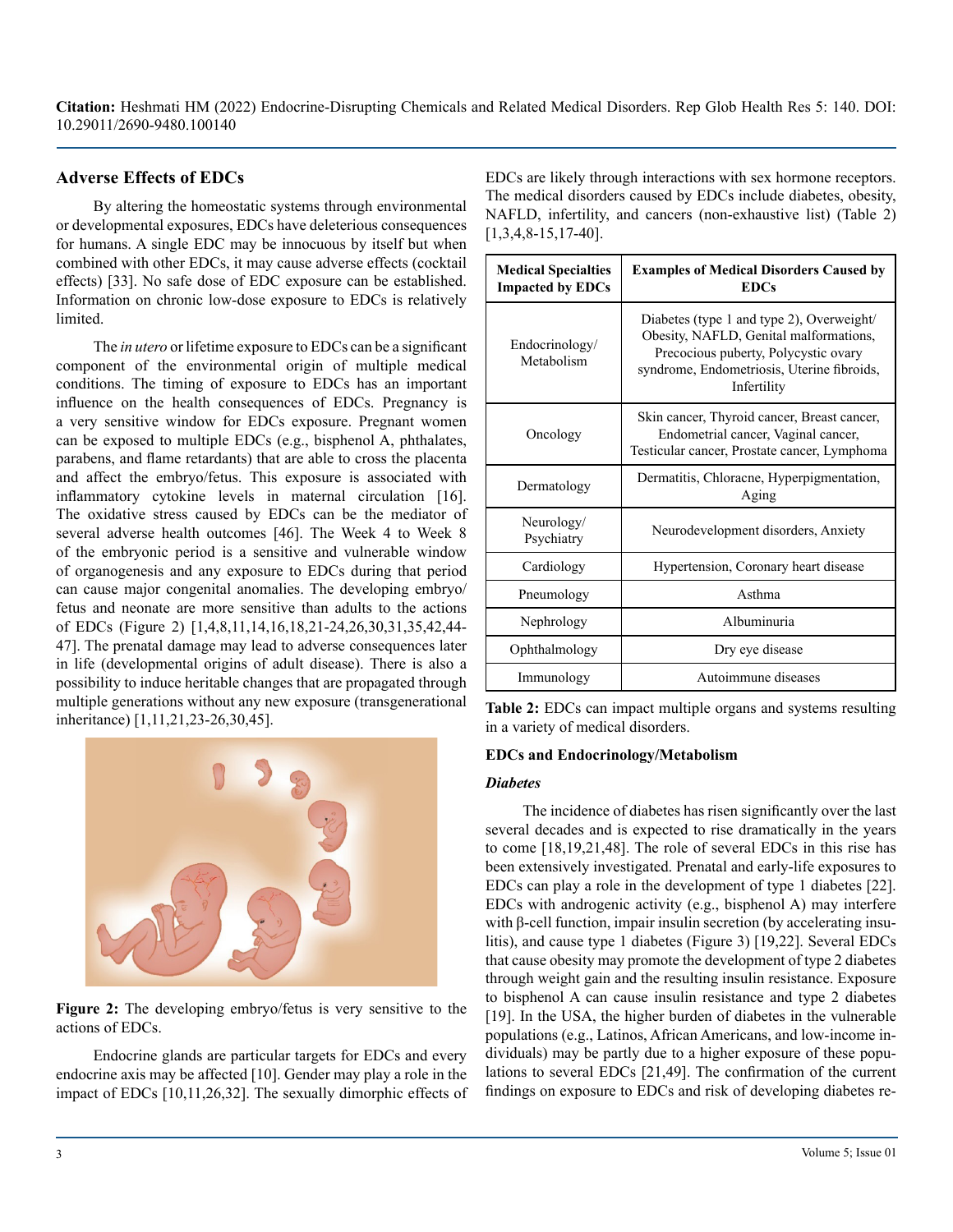## Adverse Effects of EDCs

By altering the homeostatic systems through environmental or developmental exposures, EDCs have deleterious consequences for humans. A single EDC may be innocuous by itself but when combined with other EDCs, it may cause adverse effects (cocktail effects) [33]. No safe dose of EDC exposure can be established. Information on chronic low-dose exposure to EDCs is relatively limited.

The *in utero* or lifetime exposure to EDCs can be a significant component of the environmental origin of multiple medical conditions. The timing of exposure to EDCs has an important influence on the health consequences of EDCs. Pregnancy is a very sensitive window for EDCs exposure. Pregnant women can be exposed to multiple EDCs (e.g., bisphenol A, phthalates, parabens, and flame retardants) that are able to cross the placenta and affect the embryo/fetus. This exposure is associated with inflammatory cytokine levels in maternal circulation [16]. The oxidative stress caused by EDCs can be the mediator of several adverse health outcomes [46]. The Week 4 to Week 8 of the embryonic period is a sensitive and vulnerable window of organogenesis and any exposure to EDCs during that period can cause major congenital anomalies. The developing embryo/fetus and neonate are more sensitive than adults to the actions of EDCs (Figure 2) [1,4,8,11,14,16,18,21-24,26,30,31,35,42,44-47]. The prenatal damage may lead to adverse consequences later in life (developmental origins of adult disease). There is also a possibility to induce heritable changes that are propagated through multiple generations without any new exposure (transgenerational inheritance) [1,11,21,23-26,30,45].

**Figure 2:** The developing embryo/fetus is very sensitive to the actions of EDCs.

Endocrine glands are particular targets for EDCs and every endocrine axis may be affected [10]. Gender may play a role in the impact of EDCs [10,11,26,32]. The sexually dimorphic effects of EDCs are likely through interactions with sex hormone receptors. The medical disorders caused by EDCs include diabetes, obesity, NAFLD, infertility, and cancers (non-exhaustive list) (Table 2) [1,3,4,8-15,17-40].

| Medical Specialties Impacted by EDCs | Examples of Medical Disorders Caused by EDCs |
|---|---|
| Endocrinology/ Metabolism | Diabetes (type 1 and type 2), Overweight/ Obesity, NAFLD, Genital malformations, Precocious puberty, Polycystic ovary syndrome, Endometriosis, Uterine fibroids, Infertility |
| Oncology | Skin cancer, Thyroid cancer, Breast cancer, Endometrial cancer, Vaginal cancer, Testicular cancer, Prostate cancer, Lymphoma |
| Dermatology | Dermatitis, Chloracne, Hyperpigmentation, Aging |
| Neurology/ Psychiatry | Neurodevelopment disorders, Anxiety |
| Cardiology | Hypertension, Coronary heart disease |
| Pneumology | Asthma |
| Nephrology | Albuminuria |
| Ophthalmology | Dry eye disease |
| Immunology | Autoimmune diseases |

**Table 2:** EDCs can impact multiple organs and systems resulting in a variety of medical disorders.

### EDCs and Endocrinology/Metabolism

#### *Diabetes*

The incidence of diabetes has risen significantly over the last several decades and is expected to rise dramatically in the years to come [18,19,21,48]. The role of several EDCs in this rise has been extensively investigated. Prenatal and early-life exposures to EDCs can play a role in the development of type 1 diabetes [22]. EDCs with androgenic activity (e.g., bisphenol A) may interfere with β-cell function, impair insulin secretion (by accelerating insulitis), and cause type 1 diabetes (Figure 3) [19,22]. Several EDCs that cause obesity may promote the development of type 2 diabetes through weight gain and the resulting insulin resistance. Exposure to bisphenol A can cause insulin resistance and type 2 diabetes [19]. In the USA, the higher burden of diabetes in the vulnerable populations (e.g., Latinos, African Americans, and low-income individuals) may be partly due to a higher exposure of these populations to several EDCs [21,49]. The confirmation of the current findings on exposure to EDCs and risk of developing diabetes re-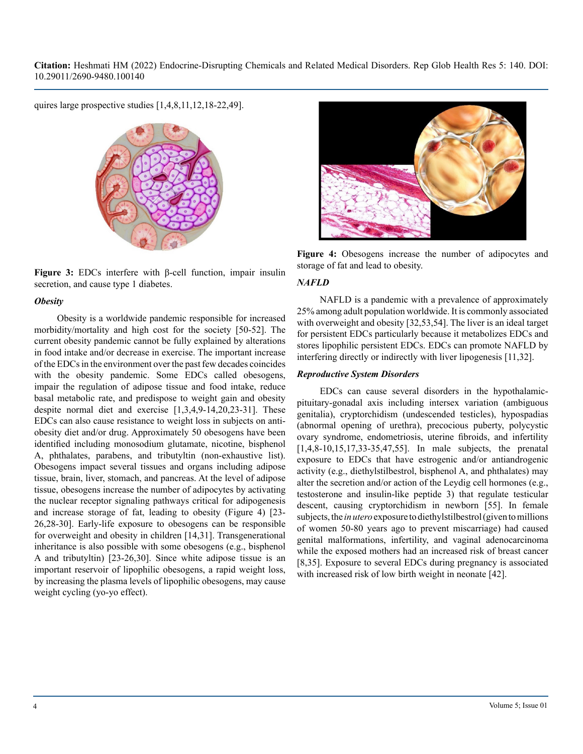quires large prospective studies [1,4,8,11,12,18-22,49].

Figure 3: EDCs interfere with β-cell function, impair insulin secretion, and cause type 1 diabetes.

### *Obesity*

Obesity is a worldwide pandemic responsible for increased morbidity/mortality and high cost for the society [50-52]. The current obesity pandemic cannot be fully explained by alterations in food intake and/or decrease in exercise. The important increase of the EDCs in the environment over the past few decades coincides with the obesity pandemic. Some EDCs called obesogens, impair the regulation of adipose tissue and food intake, reduce basal metabolic rate, and predispose to weight gain and obesity despite normal diet and exercise [1,3,4,9-14,20,23-31]. These EDCs can also cause resistance to weight loss in subjects on anti-obesity diet and/or drug. Approximately 50 obesogens have been identified including monosodium glutamate, nicotine, bisphenol A, phthalates, parabens, and tributyltin (non-exhaustive list). Obesogens impact several tissues and organs including adipose tissue, brain, liver, stomach, and pancreas. At the level of adipose tissue, obesogens increase the number of adipocytes by activating the nuclear receptor signaling pathways critical for adipogenesis and increase storage of fat, leading to obesity (Figure 4) [23-26,28-30]. Early-life exposure to obesogens can be responsible for overweight and obesity in children [14,31]. Transgenerational inheritance is also possible with some obesogens (e.g., bisphenol A and tributyltin) [23-26,30]. Since white adipose tissue is an important reservoir of lipophilic obesogens, a rapid weight loss, by increasing the plasma levels of lipophilic obesogens, may cause weight cycling (yo-yo effect).

Figure 4: Obesogens increase the number of adipocytes and storage of fat and lead to obesity.

### *NAFLD*

NAFLD is a pandemic with a prevalence of approximately 25% among adult population worldwide. It is commonly associated with overweight and obesity [32,53,54]. The liver is an ideal target for persistent EDCs particularly because it metabolizes EDCs and stores lipophilic persistent EDCs. EDCs can promote NAFLD by interfering directly or indirectly with liver lipogenesis [11,32].

### *Reproductive System Disorders*

EDCs can cause several disorders in the hypothalamic-pituitary-gonadal axis including intersex variation (ambiguous genitalia), cryptorchidism (undescended testicles), hypospadias (abnormal opening of urethra), precocious puberty, polycystic ovary syndrome, endometriosis, uterine fibroids, and infertility [1,4,8-10,15,17,33-35,47,55]. In male subjects, the prenatal exposure to EDCs that have estrogenic and/or antiandrogenic activity (e.g., diethylstilbestrol, bisphenol A, and phthalates) may alter the secretion and/or action of the Leydig cell hormones (e.g., testosterone and insulin-like peptide 3) that regulate testicular descent, causing cryptorchidism in newborn [55]. In female subjects, the *in utero* exposure to diethylstilbestrol (given to millions of women 50-80 years ago to prevent miscarriage) had caused genital malformations, infertility, and vaginal adenocarcinoma while the exposed mothers had an increased risk of breast cancer [8,35]. Exposure to several EDCs during pregnancy is associated with increased risk of low birth weight in neonate [42].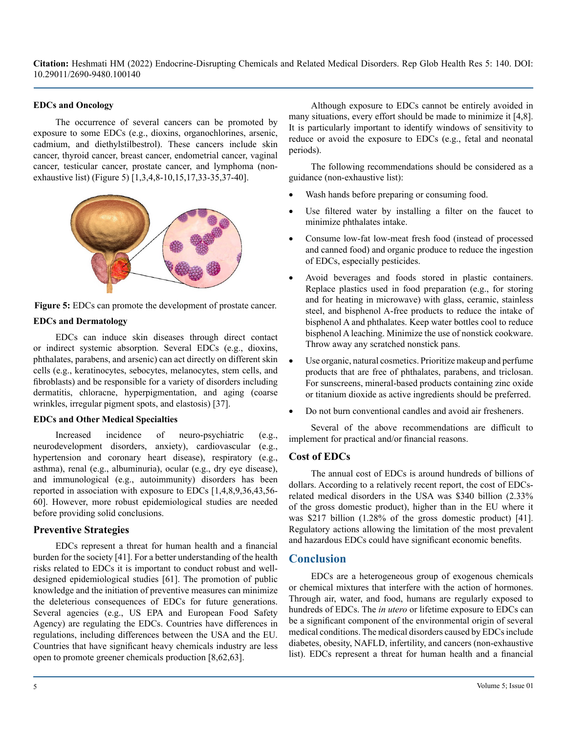**EDCs and Oncology**

The occurrence of several cancers can be promoted by exposure to some EDCs (e.g., dioxins, organochlorines, arsenic, cadmium, and diethylstilbestrol). These cancers include skin cancer, thyroid cancer, breast cancer, endometrial cancer, vaginal cancer, testicular cancer, prostate cancer, and lymphoma (non-exhaustive list) (Figure 5) [1,3,4,8-10,15,17,33-35,37-40].

**Figure 5:** EDCs can promote the development of prostate cancer.

**EDCs and Dermatology**

EDCs can induce skin diseases through direct contact or indirect systemic absorption. Several EDCs (e.g., dioxins, phthalates, parabens, and arsenic) can act directly on different skin cells (e.g., keratinocytes, sebocytes, melanocytes, stem cells, and fibroblasts) and be responsible for a variety of disorders including dermatitis, chloracne, hyperpigmentation, and aging (coarse wrinkles, irregular pigment spots, and elastosis) [37].

**EDCs and Other Medical Specialties**

Increased incidence of neuro-psychiatric (e.g., neurodevelopment disorders, anxiety), cardiovascular (e.g., hypertension and coronary heart disease), respiratory (e.g., asthma), renal (e.g., albuminuria), ocular (e.g., dry eye disease), and immunological (e.g., autoimmunity) disorders has been reported in association with exposure to EDCs [1,4,8,9,36,43,56-60]. However, more robust epidemiological studies are needed before providing solid conclusions.

## Preventive Strategies

EDCs represent a threat for human health and a financial burden for the society [41]. For a better understanding of the health risks related to EDCs it is important to conduct robust and well-designed epidemiological studies [61]. The promotion of public knowledge and the initiation of preventive measures can minimize the deleterious consequences of EDCs for future generations. Several agencies (e.g., US EPA and European Food Safety Agency) are regulating the EDCs. Countries have differences in regulations, including differences between the USA and the EU. Countries that have significant heavy chemicals industry are less open to promote greener chemicals production [8,62,63].

Although exposure to EDCs cannot be entirely avoided in many situations, every effort should be made to minimize it [4,8]. It is particularly important to identify windows of sensitivity to reduce or avoid the exposure to EDCs (e.g., fetal and neonatal periods).

The following recommendations should be considered as a guidance (non-exhaustive list):

- Wash hands before preparing or consuming food.
- Use filtered water by installing a filter on the faucet to minimize phthalates intake.
- Consume low-fat low-meat fresh food (instead of processed and canned food) and organic produce to reduce the ingestion of EDCs, especially pesticides.
- Avoid beverages and foods stored in plastic containers. Replace plastics used in food preparation (e.g., for storing and for heating in microwave) with glass, ceramic, stainless steel, and bisphenol A-free products to reduce the intake of bisphenol A and phthalates. Keep water bottles cool to reduce bisphenol A leaching. Minimize the use of nonstick cookware. Throw away any scratched nonstick pans.
- Use organic, natural cosmetics. Prioritize makeup and perfume products that are free of phthalates, parabens, and triclosan. For sunscreens, mineral-based products containing zinc oxide or titanium dioxide as active ingredients should be preferred.
- Do not burn conventional candles and avoid air fresheners.

Several of the above recommendations are difficult to implement for practical and/or financial reasons.

## Cost of EDCs

The annual cost of EDCs is around hundreds of billions of dollars. According to a relatively recent report, the cost of EDCs-related medical disorders in the USA was $340 billion (2.33% of the gross domestic product), higher than in the EU where it was $217 billion (1.28% of the gross domestic product) [41]. Regulatory actions allowing the limitation of the most prevalent and hazardous EDCs could have significant economic benefits.

## Conclusion

EDCs are a heterogeneous group of exogenous chemicals or chemical mixtures that interfere with the action of hormones. Through air, water, and food, humans are regularly exposed to hundreds of EDCs. The *in utero* or lifetime exposure to EDCs can be a significant component of the environmental origin of several medical conditions. The medical disorders caused by EDCs include diabetes, obesity, NAFLD, infertility, and cancers (non-exhaustive list). EDCs represent a threat for human health and a financial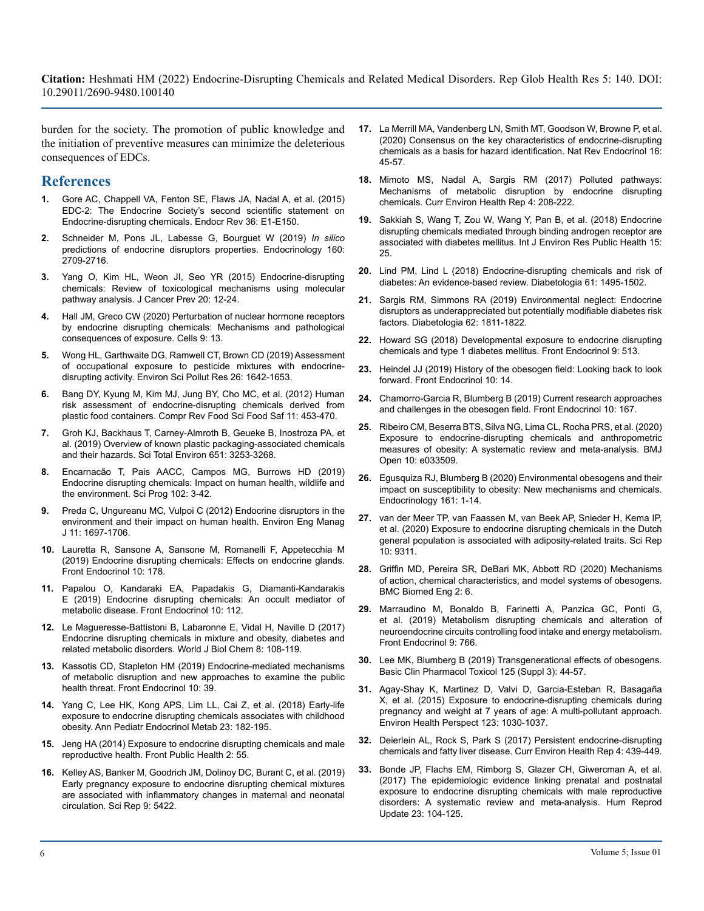burden for the society. The promotion of public knowledge and the initiation of preventive measures can minimize the deleterious consequences of EDCs.

## References

1. Gore AC, Chappell VA, Fenton SE, Flaws JA, Nadal A, et al. (2015) EDC-2: The Endocrine Society's second scientific statement on Endocrine-disrupting chemicals. Endocr Rev 36: E1-E150.
2. Schneider M, Pons JL, Labesse G, Bourguet W (2019) *In silico* predictions of endocrine disruptors properties. Endocrinology 160: 2709-2716.
3. Yang O, Kim HL, Weon JI, Seo YR (2015) Endocrine-disrupting chemicals: Review of toxicological mechanisms using molecular pathway analysis. J Cancer Prev 20: 12-24.
4. Hall JM, Greco CW (2020) Perturbation of nuclear hormone receptors by endocrine disrupting chemicals: Mechanisms and pathological consequences of exposure. Cells 9: 13.
5. Wong HL, Garthwaite DG, Ramwell CT, Brown CD (2019) Assessment of occupational exposure to pesticide mixtures with endocrine-disrupting activity. Environ Sci Pollut Res 26: 1642-1653.
6. Bang DY, Kyung M, Kim MJ, Jung BY, Cho MC, et al. (2012) Human risk assessment of endocrine-disrupting chemicals derived from plastic food containers. Compr Rev Food Sci Food Saf 11: 453-470.
7. Groh KJ, Backhaus T, Carney-Almroth B, Geueke B, Inostroza PA, et al. (2019) Overview of known plastic packaging-associated chemicals and their hazards. Sci Total Environ 651: 3253-3268.
8. Encarnacão T, Pais AACC, Campos MG, Burrows HD (2019) Endocrine disrupting chemicals: Impact on human health, wildlife and the environment. Sci Prog 102: 3-42.
9. Preda C, Ungureanu MC, Vulpoi C (2012) Endocrine disruptors in the environment and their impact on human health. Environ Eng Manag J 11: 1697-1706.
10. Lauretta R, Sansone A, Sansone M, Romanelli F, Appetecchia M (2019) Endocrine disrupting chemicals: Effects on endocrine glands. Front Endocrinol 10: 178.
11. Papalou O, Kandaraki EA, Papadakis G, Diamanti-Kandarakis E (2019) Endocrine disrupting chemicals: An occult mediator of metabolic disease. Front Endocrinol 10: 112.
12. Le Magueresse-Battistoni B, Labaronne E, Vidal H, Naville D (2017) Endocrine disrupting chemicals in mixture and obesity, diabetes and related metabolic disorders. World J Biol Chem 8: 108-119.
13. Kassotis CD, Stapleton HM (2019) Endocrine-mediated mechanisms of metabolic disruption and new approaches to examine the public health threat. Front Endocrinol 10: 39.
14. Yang C, Lee HK, Kong APS, Lim LL, Cai Z, et al. (2018) Early-life exposure to endocrine disrupting chemicals associates with childhood obesity. Ann Pediatr Endocrinol Metab 23: 182-195.
15. Jeng HA (2014) Exposure to endocrine disrupting chemicals and male reproductive health. Front Public Health 2: 55.
16. Kelley AS, Banker M, Goodrich JM, Dolinoy DC, Burant C, et al. (2019) Early pregnancy exposure to endocrine disrupting chemical mixtures are associated with inflammatory changes in maternal and neonatal circulation. Sci Rep 9: 5422.
17. La Merrill MA, Vandenberg LN, Smith MT, Goodson W, Browne P, et al. (2020) Consensus on the key characteristics of endocrine-disrupting chemicals as a basis for hazard identification. Nat Rev Endocrinol 16: 45-57.
18. Mimoto MS, Nadal A, Sargis RM (2017) Polluted pathways: Mechanisms of metabolic disruption by endocrine disrupting chemicals. Curr Environ Health Rep 4: 208-222.
19. Sakkiah S, Wang T, Zou W, Wang Y, Pan B, et al. (2018) Endocrine disrupting chemicals mediated through binding androgen receptor are associated with diabetes mellitus. Int J Environ Res Public Health 15: 25.
20. Lind PM, Lind L (2018) Endocrine-disrupting chemicals and risk of diabetes: An evidence-based review. Diabetologia 61: 1495-1502.
21. Sargis RM, Simmons RA (2019) Environmental neglect: Endocrine disruptors as underappreciated but potentially modifiable diabetes risk factors. Diabetologia 62: 1811-1822.
22. Howard SG (2018) Developmental exposure to endocrine disrupting chemicals and type 1 diabetes mellitus. Front Endocrinol 9: 513.
23. Heindel JJ (2019) History of the obesogen field: Looking back to look forward. Front Endocrinol 10: 14.
24. Chamorro-Garcia R, Blumberg B (2019) Current research approaches and challenges in the obesogen field. Front Endocrinol 10: 167.
25. Ribeiro CM, Beserra BTS, Silva NG, Lima CL, Rocha PRS, et al. (2020) Exposure to endocrine-disrupting chemicals and anthropometric measures of obesity: A systematic review and meta-analysis. BMJ Open 10: e033509.
26. Egusquiza RJ, Blumberg B (2020) Environmental obesogens and their impact on susceptibility to obesity: New mechanisms and chemicals. Endocrinology 161: 1-14.
27. van der Meer TP, van Faassen M, van Beek AP, Snieder H, Kema IP, et al. (2020) Exposure to endocrine disrupting chemicals in the Dutch general population is associated with adiposity-related traits. Sci Rep 10: 9311.
28. Griffin MD, Pereira SR, DeBari MK, Abbott RD (2020) Mechanisms of action, chemical characteristics, and model systems of obesogens. BMC Biomed Eng 2: 6.
29. Marraudino M, Bonaldo B, Farinetti A, Panzica GC, Ponti G, et al. (2019) Metabolism disrupting chemicals and alteration of neuroendocrine circuits controlling food intake and energy metabolism. Front Endocrinol 9: 766.
30. Lee MK, Blumberg B (2019) Transgenerational effects of obesogens. Basic Clin Pharmacol Toxicol 125 (Suppl 3): 44-57.
31. Agay-Shay K, Martinez D, Valvi D, Garcia-Esteban R, Basagaña X, et al. (2015) Exposure to endocrine-disrupting chemicals during pregnancy and weight at 7 years of age: A multi-pollutant approach. Environ Health Perspect 123: 1030-1037.
32. Deierlein AL, Rock S, Park S (2017) Persistent endocrine-disrupting chemicals and fatty liver disease. Curr Environ Health Rep 4: 439-449.
33. Bonde JP, Flachs EM, Rimborg S, Glazer CH, Giwercman A, et al. (2017) The epidemiologic evidence linking prenatal and postnatal exposure to endocrine disrupting chemicals with male reproductive disorders: A systematic review and meta-analysis. Hum Reprod Update 23: 104-125.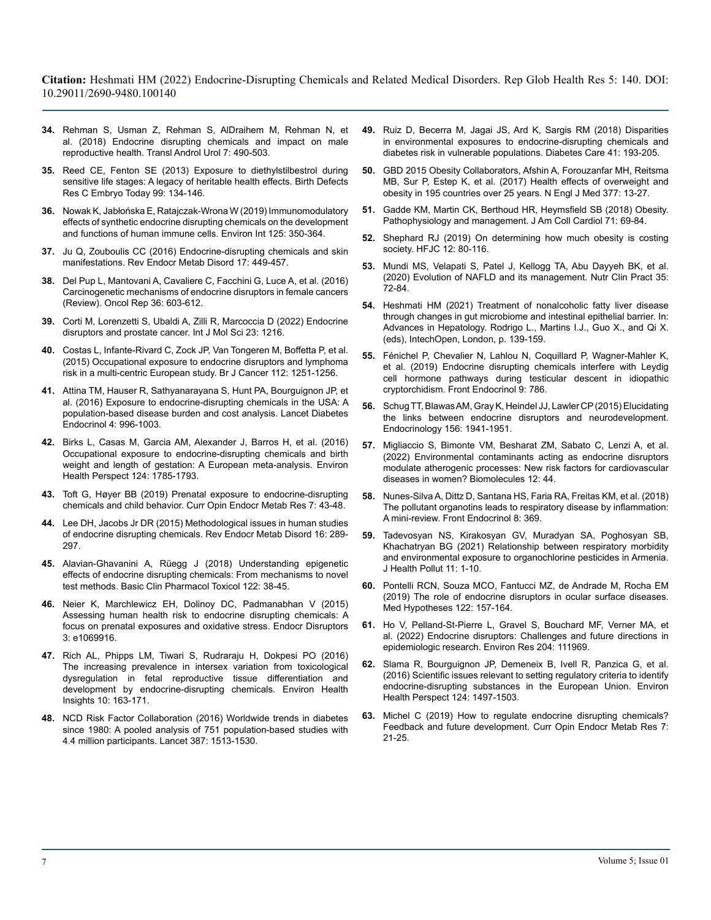34. Rehman S, Usman Z, Rehman S, AlDraihem M, Rehman N, et al. (2018) Endocrine disrupting chemicals and impact on male reproductive health. Transl Androl Urol 7: 490-503.

35. Reed CE, Fenton SE (2013) Exposure to diethylstilbestrol during sensitive life stages: A legacy of heritable health effects. Birth Defects Res C Embryo Today 99: 134-146.

36. Nowak K, Jabłońska E, Ratajczak-Wrona W (2019) Immunomodulatory effects of synthetic endocrine disrupting chemicals on the development and functions of human immune cells. Environ Int 125: 350-364.

37. Ju Q, Zouboulis CC (2016) Endocrine-disrupting chemicals and skin manifestations. Rev Endocr Metab Disord 17: 449-457.

38. Del Pup L, Mantovani A, Cavaliere C, Facchini G, Luce A, et al. (2016) Carcinogenetic mechanisms of endocrine disruptors in female cancers (Review). Oncol Rep 36: 603-612.

39. Corti M, Lorenzetti S, Ubaldi A, Zilli R, Marcoccia D (2022) Endocrine disruptors and prostate cancer. Int J Mol Sci 23: 1216.

40. Costas L, Infante-Rivard C, Zock JP, Van Tongeren M, Boffetta P, et al. (2015) Occupational exposure to endocrine disruptors and lymphoma risk in a multi-centric European study. Br J Cancer 112: 1251-1256.

41. Attina TM, Hauser R, Sathyanarayana S, Hunt PA, Bourguignon JP, et al. (2016) Exposure to endocrine-disrupting chemicals in the USA: A population-based disease burden and cost analysis. Lancet Diabetes Endocrinol 4: 996-1003.

42. Birks L, Casas M, Garcia AM, Alexander J, Barros H, et al. (2016) Occupational exposure to endocrine-disrupting chemicals and birth weight and length of gestation: A European meta-analysis. Environ Health Perspect 124: 1785-1793.

43. Toft G, Høyer BB (2019) Prenatal exposure to endocrine-disrupting chemicals and child behavior. Curr Opin Endocr Metab Res 7: 43-48.

44. Lee DH, Jacobs Jr DR (2015) Methodological issues in human studies of endocrine disrupting chemicals. Rev Endocr Metab Disord 16: 289-297.

45. Alavian-Ghavanini A, Rüegg J (2018) Understanding epigenetic effects of endocrine disrupting chemicals: From mechanisms to novel test methods. Basic Clin Pharmacol Toxicol 122: 38-45.

46. Neier K, Marchlewicz EH, Dolinoy DC, Padmanabhan V (2015) Assessing human health risk to endocrine disrupting chemicals: A focus on prenatal exposures and oxidative stress. Endocr Disruptors 3: e1069916.

47. Rich AL, Phipps LM, Tiwari S, Rudraraju H, Dokpesi PO (2016) The increasing prevalence in intersex variation from toxicological dysregulation in fetal reproductive tissue differentiation and development by endocrine-disrupting chemicals. Environ Health Insights 10: 163-171.

48. NCD Risk Factor Collaboration (2016) Worldwide trends in diabetes since 1980: A pooled analysis of 751 population-based studies with 4.4 million participants. Lancet 387: 1513-1530.

49. Ruiz D, Becerra M, Jagai JS, Ard K, Sargis RM (2018) Disparities in environmental exposures to endocrine-disrupting chemicals and diabetes risk in vulnerable populations. Diabetes Care 41: 193-205.

50. GBD 2015 Obesity Collaborators, Afshin A, Forouzanfar MH, Reitsma MB, Sur P, Estep K, et al. (2017) Health effects of overweight and obesity in 195 countries over 25 years. N Engl J Med 377: 13-27.

51. Gadde KM, Martin CK, Berthoud HR, Heymsfield SB (2018) Obesity. Pathophysiology and management. J Am Coll Cardiol 71: 69-84.

52. Shephard RJ (2019) On determining how much obesity is costing society. HFJC 12: 80-116.

53. Mundi MS, Velapati S, Patel J, Kellogg TA, Abu Dayyeh BK, et al. (2020) Evolution of NAFLD and its management. Nutr Clin Pract 35: 72-84.

54. Heshmati HM (2021) Treatment of nonalcoholic fatty liver disease through changes in gut microbiome and intestinal epithelial barrier. In: Advances in Hepatology. Rodrigo L., Martins I.J., Guo X., and Qi X. (eds), IntechOpen, London, p. 139-159.

55. Fénichel P, Chevalier N, Lahlou N, Coquillard P, Wagner-Mahler K, et al. (2019) Endocrine disrupting chemicals interfere with Leydig cell hormone pathways during testicular descent in idiopathic cryptorchidism. Front Endocrinol 9: 786.

56. Schug TT, Blawas AM, Gray K, Heindel JJ, Lawler CP (2015) Elucidating the links between endocrine disruptors and neurodevelopment. Endocrinology 156: 1941-1951.

57. Migliaccio S, Bimonte VM, Besharat ZM, Sabato C, Lenzi A, et al. (2022) Environmental contaminants acting as endocrine disruptors modulate atherogenic processes: New risk factors for cardiovascular diseases in women? Biomolecules 12: 44.

58. Nunes-Silva A, Dittz D, Santana HS, Faria RA, Freitas KM, et al. (2018) The pollutant organotins leads to respiratory disease by inflammation: A mini-review. Front Endocrinol 8: 369.

59. Tadevosyan NS, Kirakosyan GV, Muradyan SA, Poghosyan SB, Khachatryan BG (2021) Relationship between respiratory morbidity and environmental exposure to organochlorine pesticides in Armenia. J Health Pollut 11: 1-10.

60. Pontelli RCN, Souza MCO, Fantucci MZ, de Andrade M, Rocha EM (2019) The role of endocrine disruptors in ocular surface diseases. Med Hypotheses 122: 157-164.

61. Ho V, Pelland-St-Pierre L, Gravel S, Bouchard MF, Verner MA, et al. (2022) Endocrine disruptors: Challenges and future directions in epidemiologic research. Environ Res 204: 111969.

62. Slama R, Bourguignon JP, Demeneix B, Ivell R, Panzica G, et al. (2016) Scientific issues relevant to setting regulatory criteria to identify endocrine-disrupting substances in the European Union. Environ Health Perspect 124: 1497-1503.

63. Michel C (2019) How to regulate endocrine disrupting chemicals? Feedback and future development. Curr Opin Endocr Metab Res 7: 21-25.